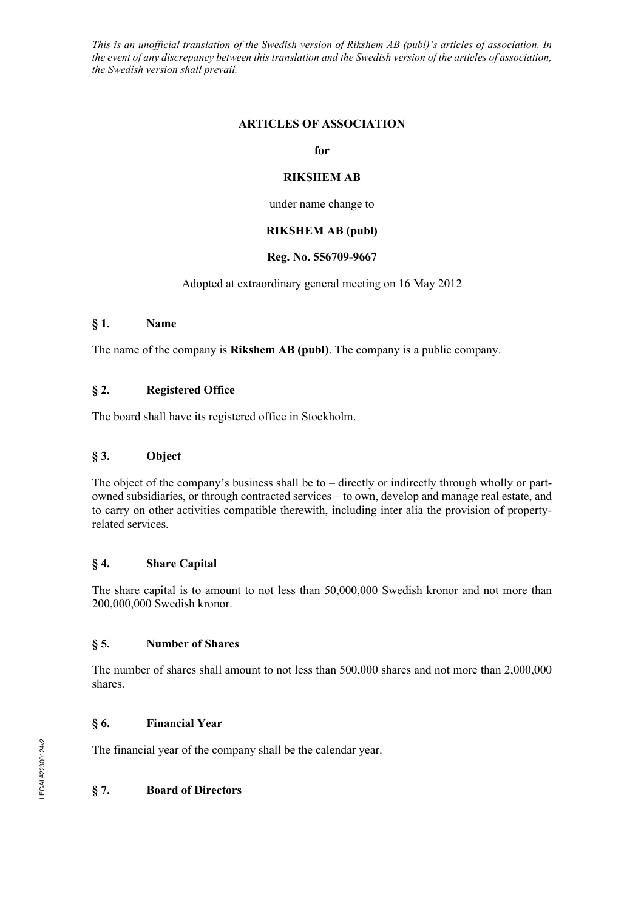*This is an unofficial translation of the Swedish version of Rikshem AB (publ)'s articles of association. In the event of any discrepancy between this translation and the Swedish version of the articles of association, the Swedish version shall prevail.*

# ARTICLES OF ASSOCIATION

**for**

**RIKSHEM AB**

under name change to

**RIKSHEM AB (publ)**

**Reg. No. 556709-9667**

Adopted at extraordinary general meeting on 16 May 2012

## § 1. Name

The name of the company is **Rikshem AB (publ)**. The company is a public company.

## § 2. Registered Office

The board shall have its registered office in Stockholm.

## § 3. Object

The object of the company's business shall be to – directly or indirectly through wholly or part-owned subsidiaries, or through contracted services – to own, develop and manage real estate, and to carry on other activities compatible therewith, including inter alia the provision of property-related services.

## § 4. Share Capital

The share capital is to amount to not less than 50,000,000 Swedish kronor and not more than 200,000,000 Swedish kronor.

## § 5. Number of Shares

The number of shares shall amount to not less than 500,000 shares and not more than 2,000,000 shares.

## § 6. Financial Year

The financial year of the company shall be the calendar year.

## § 7. Board of Directors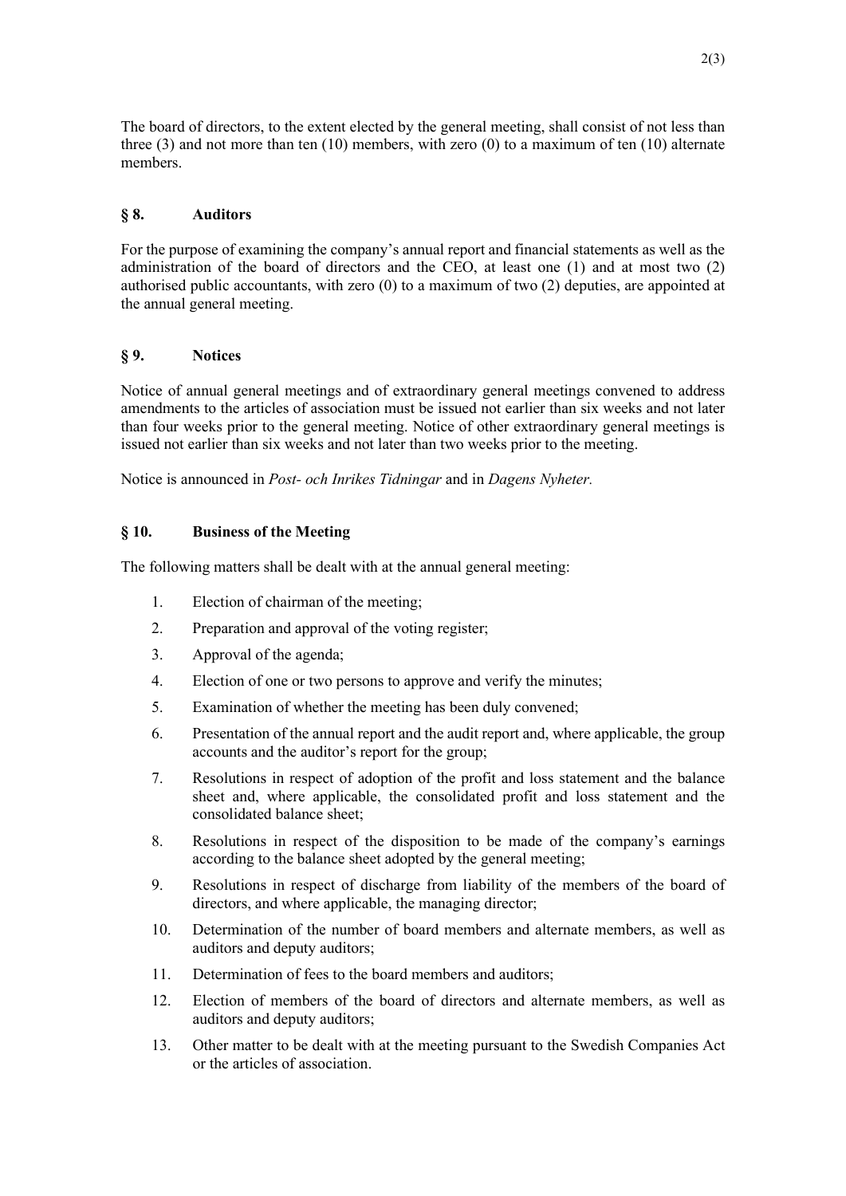The board of directors, to the extent elected by the general meeting, shall consist of not less than three (3) and not more than ten (10) members, with zero (0) to a maximum of ten (10) alternate members.

## § 8. Auditors

For the purpose of examining the company's annual report and financial statements as well as the administration of the board of directors and the CEO, at least one (1) and at most two (2) authorised public accountants, with zero (0) to a maximum of two (2) deputies, are appointed at the annual general meeting.

## § 9. Notices

Notice of annual general meetings and of extraordinary general meetings convened to address amendments to the articles of association must be issued not earlier than six weeks and not later than four weeks prior to the general meeting. Notice of other extraordinary general meetings is issued not earlier than six weeks and not later than two weeks prior to the meeting.

Notice is announced in *Post- och Inrikes Tidningar* and in *Dagens Nyheter.*

## § 10. Business of the Meeting

The following matters shall be dealt with at the annual general meeting:

1. Election of chairman of the meeting;
2. Preparation and approval of the voting register;
3. Approval of the agenda;
4. Election of one or two persons to approve and verify the minutes;
5. Examination of whether the meeting has been duly convened;
6. Presentation of the annual report and the audit report and, where applicable, the group accounts and the auditor's report for the group;
7. Resolutions in respect of adoption of the profit and loss statement and the balance sheet and, where applicable, the consolidated profit and loss statement and the consolidated balance sheet;
8. Resolutions in respect of the disposition to be made of the company's earnings according to the balance sheet adopted by the general meeting;
9. Resolutions in respect of discharge from liability of the members of the board of directors, and where applicable, the managing director;
10. Determination of the number of board members and alternate members, as well as auditors and deputy auditors;
11. Determination of fees to the board members and auditors;
12. Election of members of the board of directors and alternate members, as well as auditors and deputy auditors;
13. Other matter to be dealt with at the meeting pursuant to the Swedish Companies Act or the articles of association.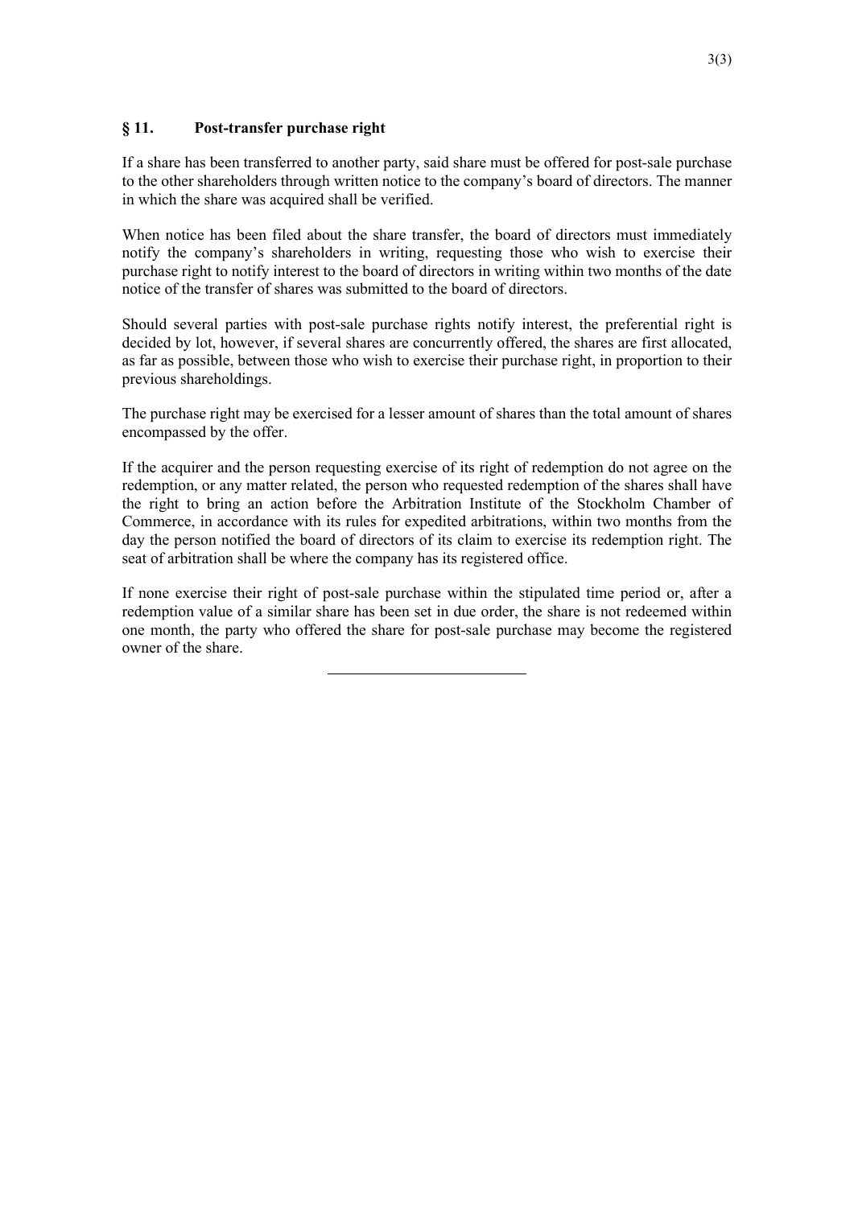## § 11. Post-transfer purchase right

If a share has been transferred to another party, said share must be offered for post-sale purchase to the other shareholders through written notice to the company's board of directors. The manner in which the share was acquired shall be verified.

When notice has been filed about the share transfer, the board of directors must immediately notify the company's shareholders in writing, requesting those who wish to exercise their purchase right to notify interest to the board of directors in writing within two months of the date notice of the transfer of shares was submitted to the board of directors.

Should several parties with post-sale purchase rights notify interest, the preferential right is decided by lot, however, if several shares are concurrently offered, the shares are first allocated, as far as possible, between those who wish to exercise their purchase right, in proportion to their previous shareholdings.

The purchase right may be exercised for a lesser amount of shares than the total amount of shares encompassed by the offer.

If the acquirer and the person requesting exercise of its right of redemption do not agree on the redemption, or any matter related, the person who requested redemption of the shares shall have the right to bring an action before the Arbitration Institute of the Stockholm Chamber of Commerce, in accordance with its rules for expedited arbitrations, within two months from the day the person notified the board of directors of its claim to exercise its redemption right. The seat of arbitration shall be where the company has its registered office.

If none exercise their right of post-sale purchase within the stipulated time period or, after a redemption value of a similar share has been set in due order, the share is not redeemed within one month, the party who offered the share for post-sale purchase may become the registered owner of the share.

---